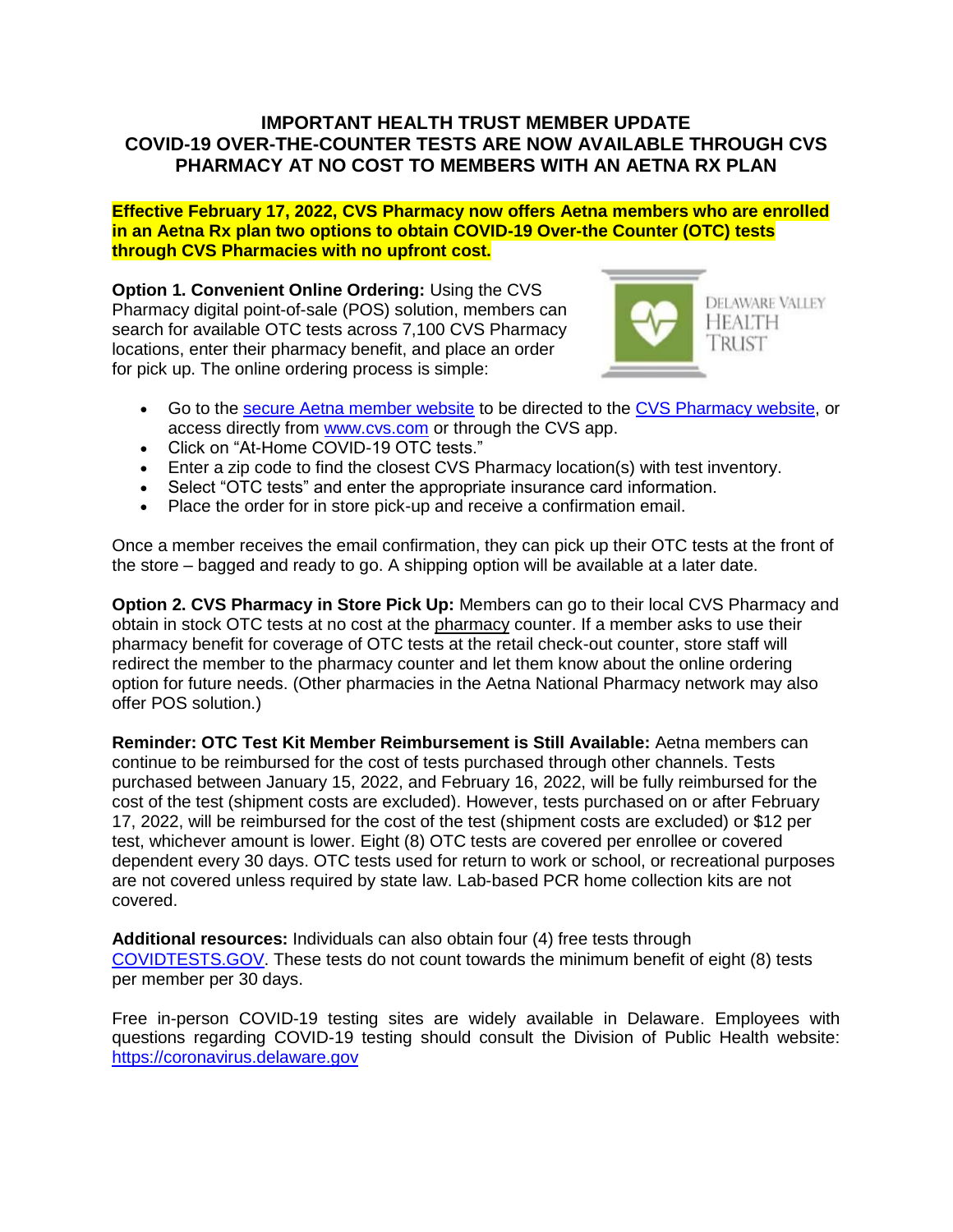# IMPORTANT HEALTH TRUST MEMBER UPDATE
# COVID-19 OVER-THE-COUNTER TESTS ARE NOW AVAILABLE THROUGH CVS PHARMACY AT NO COST TO MEMBERS WITH AN AETNA RX PLAN

**Effective February 17, 2022, CVS Pharmacy now offers Aetna members who are enrolled in an Aetna Rx plan two options to obtain COVID-19 Over-the Counter (OTC) tests through CVS Pharmacies with no upfront cost.**

**Option 1. Convenient Online Ordering:** Using the CVS Pharmacy digital point-of-sale (POS) solution, members can search for available OTC tests across 7,100 CVS Pharmacy locations, enter their pharmacy benefit, and place an order for pick up. The online ordering process is simple:

- Go to the secure Aetna member website to be directed to the CVS Pharmacy website, or access directly from www.cvs.com or through the CVS app.
- Click on "At-Home COVID-19 OTC tests."
- Enter a zip code to find the closest CVS Pharmacy location(s) with test inventory.
- Select "OTC tests" and enter the appropriate insurance card information.
- Place the order for in store pick-up and receive a confirmation email.

Once a member receives the email confirmation, they can pick up their OTC tests at the front of the store – bagged and ready to go. A shipping option will be available at a later date.

**Option 2. CVS Pharmacy in Store Pick Up:** Members can go to their local CVS Pharmacy and obtain in stock OTC tests at no cost at the pharmacy counter. If a member asks to use their pharmacy benefit for coverage of OTC tests at the retail check-out counter, store staff will redirect the member to the pharmacy counter and let them know about the online ordering option for future needs. (Other pharmacies in the Aetna National Pharmacy network may also offer POS solution.)

**Reminder: OTC Test Kit Member Reimbursement is Still Available:** Aetna members can continue to be reimbursed for the cost of tests purchased through other channels. Tests purchased between January 15, 2022, and February 16, 2022, will be fully reimbursed for the cost of the test (shipment costs are excluded). However, tests purchased on or after February 17, 2022, will be reimbursed for the cost of the test (shipment costs are excluded) or $12 per test, whichever amount is lower. Eight (8) OTC tests are covered per enrollee or covered dependent every 30 days. OTC tests used for return to work or school, or recreational purposes are not covered unless required by state law. Lab-based PCR home collection kits are not covered.

**Additional resources:** Individuals can also obtain four (4) free tests through COVIDTESTS.GOV. These tests do not count towards the minimum benefit of eight (8) tests per member per 30 days.

Free in-person COVID-19 testing sites are widely available in Delaware. Employees with questions regarding COVID-19 testing should consult the Division of Public Health website: https://coronavirus.delaware.gov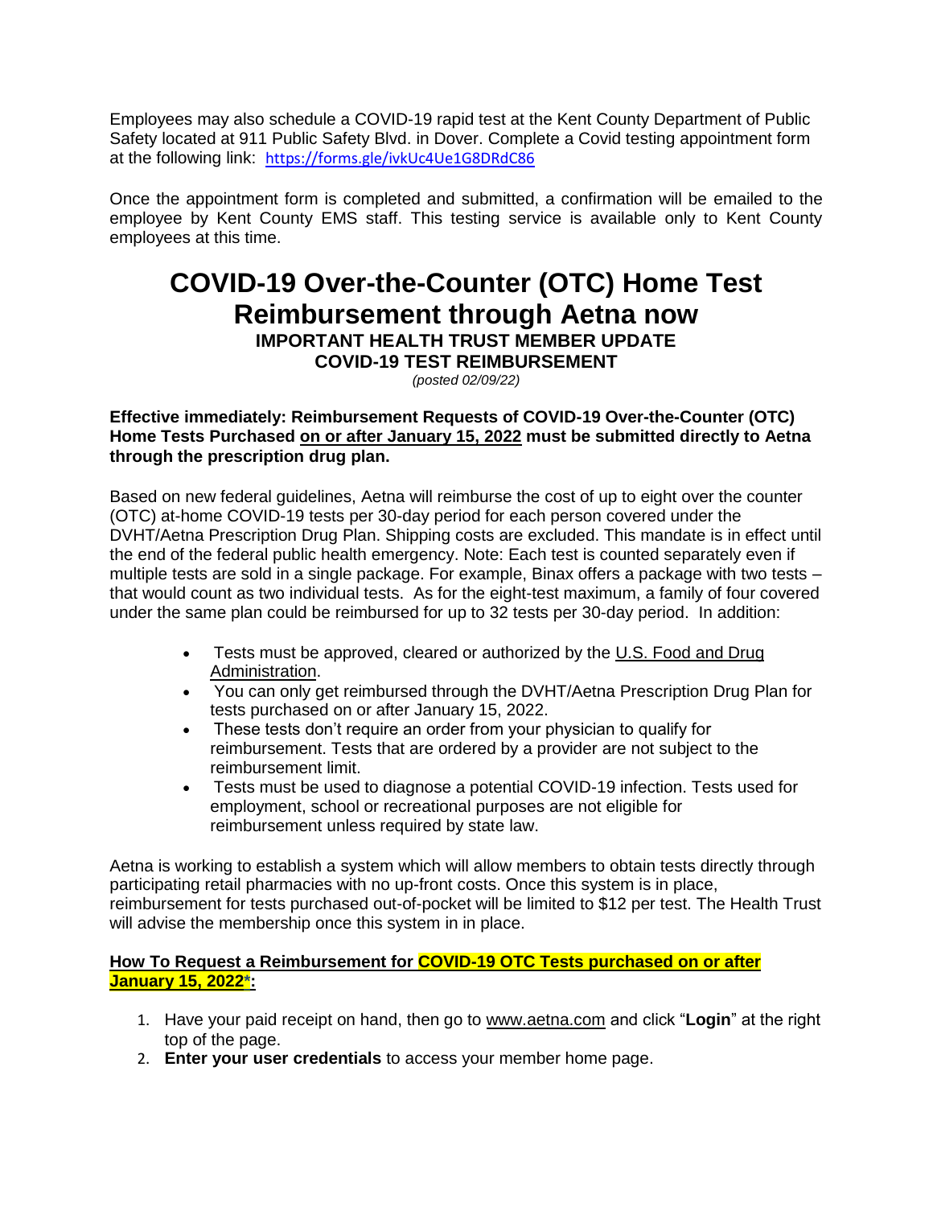Employees may also schedule a COVID-19 rapid test at the Kent County Department of Public Safety located at 911 Public Safety Blvd. in Dover. Complete a Covid testing appointment form at the following link: https://forms.gle/ivkUc4Ue1G8DRdC86

Once the appointment form is completed and submitted, a confirmation will be emailed to the employee by Kent County EMS staff. This testing service is available only to Kent County employees at this time.

# COVID-19 Over-the-Counter (OTC) Home Test Reimbursement through Aetna now

### IMPORTANT HEALTH TRUST MEMBER UPDATE
### COVID-19 TEST REIMBURSEMENT

*(posted 02/09/22)*

**Effective immediately: Reimbursement Requests of COVID-19 Over-the-Counter (OTC) Home Tests Purchased on or after January 15, 2022 must be submitted directly to Aetna through the prescription drug plan.**

Based on new federal guidelines, Aetna will reimburse the cost of up to eight over the counter (OTC) at-home COVID-19 tests per 30-day period for each person covered under the DVHT/Aetna Prescription Drug Plan. Shipping costs are excluded. This mandate is in effect until the end of the federal public health emergency. Note: Each test is counted separately even if multiple tests are sold in a single package. For example, Binax offers a package with two tests – that would count as two individual tests. As for the eight-test maximum, a family of four covered under the same plan could be reimbursed for up to 32 tests per 30-day period. In addition:

- Tests must be approved, cleared or authorized by the U.S. Food and Drug Administration.
- You can only get reimbursed through the DVHT/Aetna Prescription Drug Plan for tests purchased on or after January 15, 2022.
- These tests don't require an order from your physician to qualify for reimbursement. Tests that are ordered by a provider are not subject to the reimbursement limit.
- Tests must be used to diagnose a potential COVID-19 infection. Tests used for employment, school or recreational purposes are not eligible for reimbursement unless required by state law.

Aetna is working to establish a system which will allow members to obtain tests directly through participating retail pharmacies with no up-front costs. Once this system is in place, reimbursement for tests purchased out-of-pocket will be limited to $12 per test. The Health Trust will advise the membership once this system in in place.

**How To Request a Reimbursement for COVID-19 OTC Tests purchased on or after January 15, 2022*:**

1. Have your paid receipt on hand, then go to www.aetna.com and click "**Login**" at the right top of the page.
2. **Enter your user credentials** to access your member home page.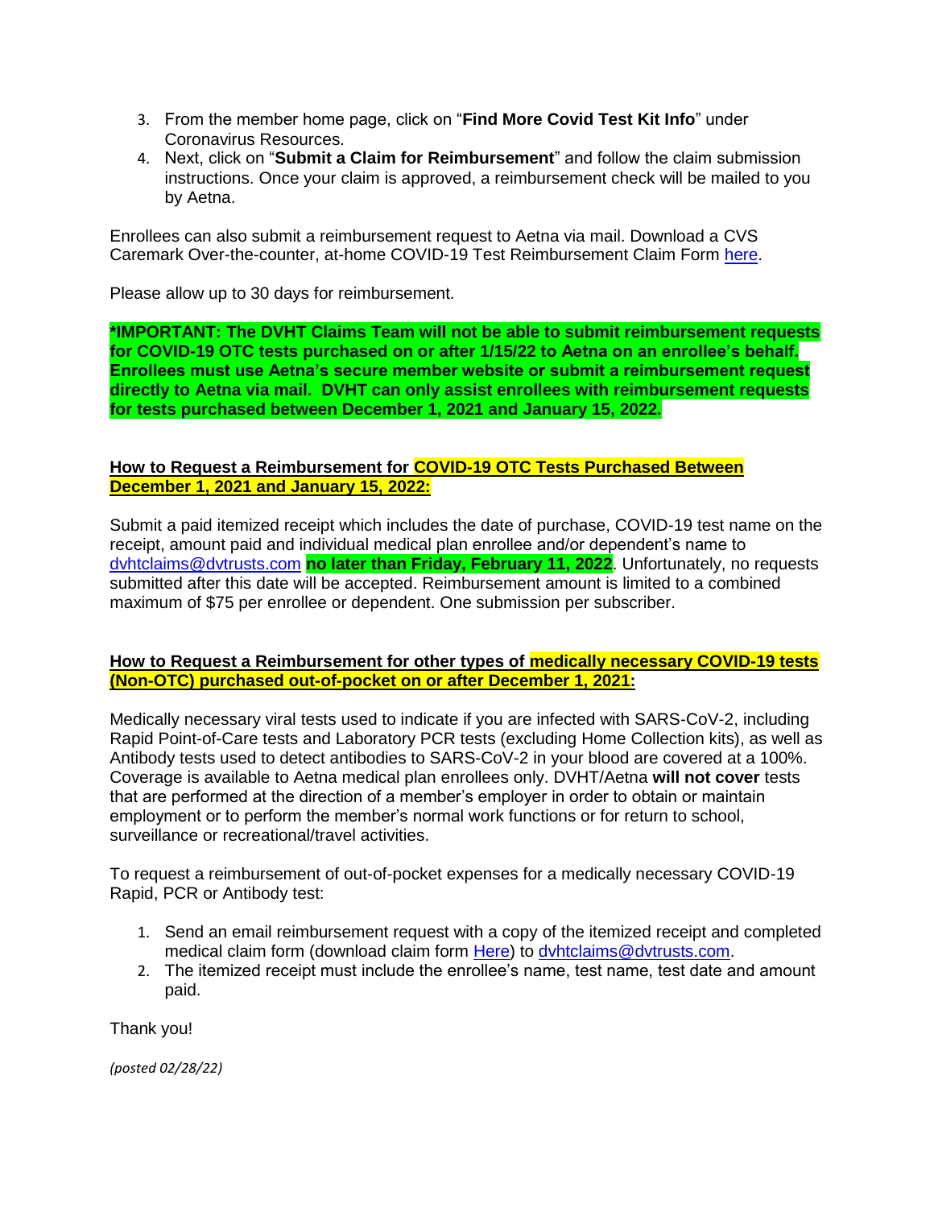3. From the member home page, click on "**Find More Covid Test Kit Info**" under Coronavirus Resources.
4. Next, click on "**Submit a Claim for Reimbursement**" and follow the claim submission instructions. Once your claim is approved, a reimbursement check will be mailed to you by Aetna.

Enrollees can also submit a reimbursement request to Aetna via mail. Download a CVS Caremark Over-the-counter, at-home COVID-19 Test Reimbursement Claim Form here.

Please allow up to 30 days for reimbursement.

**\*IMPORTANT: The DVHT Claims Team will not be able to submit reimbursement requests for COVID-19 OTC tests purchased on or after 1/15/22 to Aetna on an enrollee's behalf. Enrollees must use Aetna's secure member website or submit a reimbursement request directly to Aetna via mail. DVHT can only assist enrollees with reimbursement requests for tests purchased between December 1, 2021 and January 15, 2022.**

**How to Request a Reimbursement for COVID-19 OTC Tests Purchased Between December 1, 2021 and January 15, 2022:**

Submit a paid itemized receipt which includes the date of purchase, COVID-19 test name on the receipt, amount paid and individual medical plan enrollee and/or dependent's name to dvhtclaims@dvtrusts.com **no later than Friday, February 11, 2022**. Unfortunately, no requests submitted after this date will be accepted. Reimbursement amount is limited to a combined maximum of $75 per enrollee or dependent. One submission per subscriber.

**How to Request a Reimbursement for other types of medically necessary COVID-19 tests (Non-OTC) purchased out-of-pocket on or after December 1, 2021:**

Medically necessary viral tests used to indicate if you are infected with SARS-CoV-2, including Rapid Point-of-Care tests and Laboratory PCR tests (excluding Home Collection kits), as well as Antibody tests used to detect antibodies to SARS-CoV-2 in your blood are covered at a 100%. Coverage is available to Aetna medical plan enrollees only. DVHT/Aetna **will not cover** tests that are performed at the direction of a member's employer in order to obtain or maintain employment or to perform the member's normal work functions or for return to school, surveillance or recreational/travel activities.

To request a reimbursement of out-of-pocket expenses for a medically necessary COVID-19 Rapid, PCR or Antibody test:

1. Send an email reimbursement request with a copy of the itemized receipt and completed medical claim form (download claim form Here) to dvhtclaims@dvtrusts.com.
2. The itemized receipt must include the enrollee's name, test name, test date and amount paid.

Thank you!

*(posted 02/28/22)*